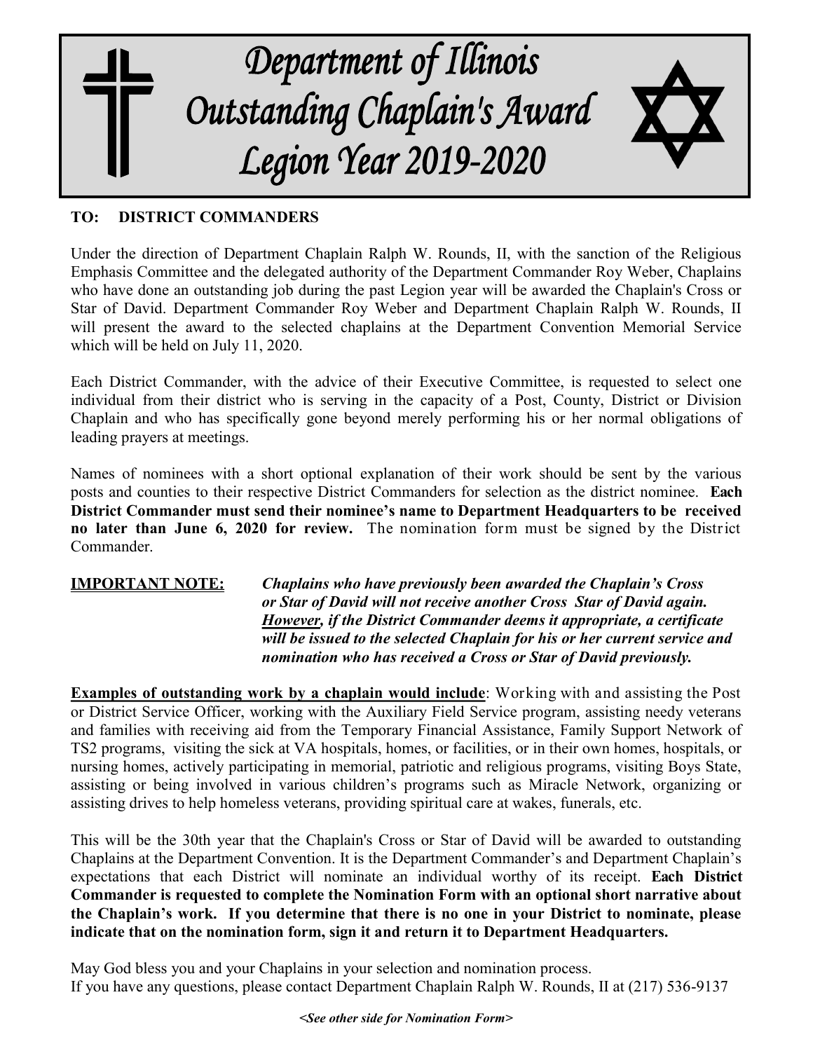# Department of Illinois Outstanding Chaplain's Award Legion Year 2019-2020

**TO: DISTRICT COMMANDERS**

Under the direction of Department Chaplain Ralph W. Rounds, II, with the sanction of the Religious Emphasis Committee and the delegated authority of the Department Commander Roy Weber, Chaplains who have done an outstanding job during the past Legion year will be awarded the Chaplain's Cross or Star of David. Department Commander Roy Weber and Department Chaplain Ralph W. Rounds, II will present the award to the selected chaplains at the Department Convention Memorial Service which will be held on July 11, 2020.

Each District Commander, with the advice of their Executive Committee, is requested to select one individual from their district who is serving in the capacity of a Post, County, District or Division Chaplain and who has specifically gone beyond merely performing his or her normal obligations of leading prayers at meetings.

Names of nominees with a short optional explanation of their work should be sent by the various posts and counties to their respective District Commanders for selection as the district nominee. **Each District Commander must send their nominee's name to Department Headquarters to be received no later than June 6, 2020 for review.** The nomination form must be signed by the District Commander.

**IMPORTANT NOTE:** ***Chaplains who have previously been awarded the Chaplain's Cross or Star of David will not receive another Cross Star of David again. However, if the District Commander deems it appropriate, a certificate will be issued to the selected Chaplain for his or her current service and nomination who has received a Cross or Star of David previously.***

**Examples of outstanding work by a chaplain would include**: Working with and assisting the Post or District Service Officer, working with the Auxiliary Field Service program, assisting needy veterans and families with receiving aid from the Temporary Financial Assistance, Family Support Network of TS2 programs, visiting the sick at VA hospitals, homes, or facilities, or in their own homes, hospitals, or nursing homes, actively participating in memorial, patriotic and religious programs, visiting Boys State, assisting or being involved in various children's programs such as Miracle Network, organizing or assisting drives to help homeless veterans, providing spiritual care at wakes, funerals, etc.

This will be the 30th year that the Chaplain's Cross or Star of David will be awarded to outstanding Chaplains at the Department Convention. It is the Department Commander's and Department Chaplain's expectations that each District will nominate an individual worthy of its receipt. **Each District Commander is requested to complete the Nomination Form with an optional short narrative about the Chaplain's work. If you determine that there is no one in your District to nominate, please indicate that on the nomination form, sign it and return it to Department Headquarters.**

May God bless you and your Chaplains in your selection and nomination process.
If you have any questions, please contact Department Chaplain Ralph W. Rounds, II at (217) 536-9137

***<See other side for Nomination Form>***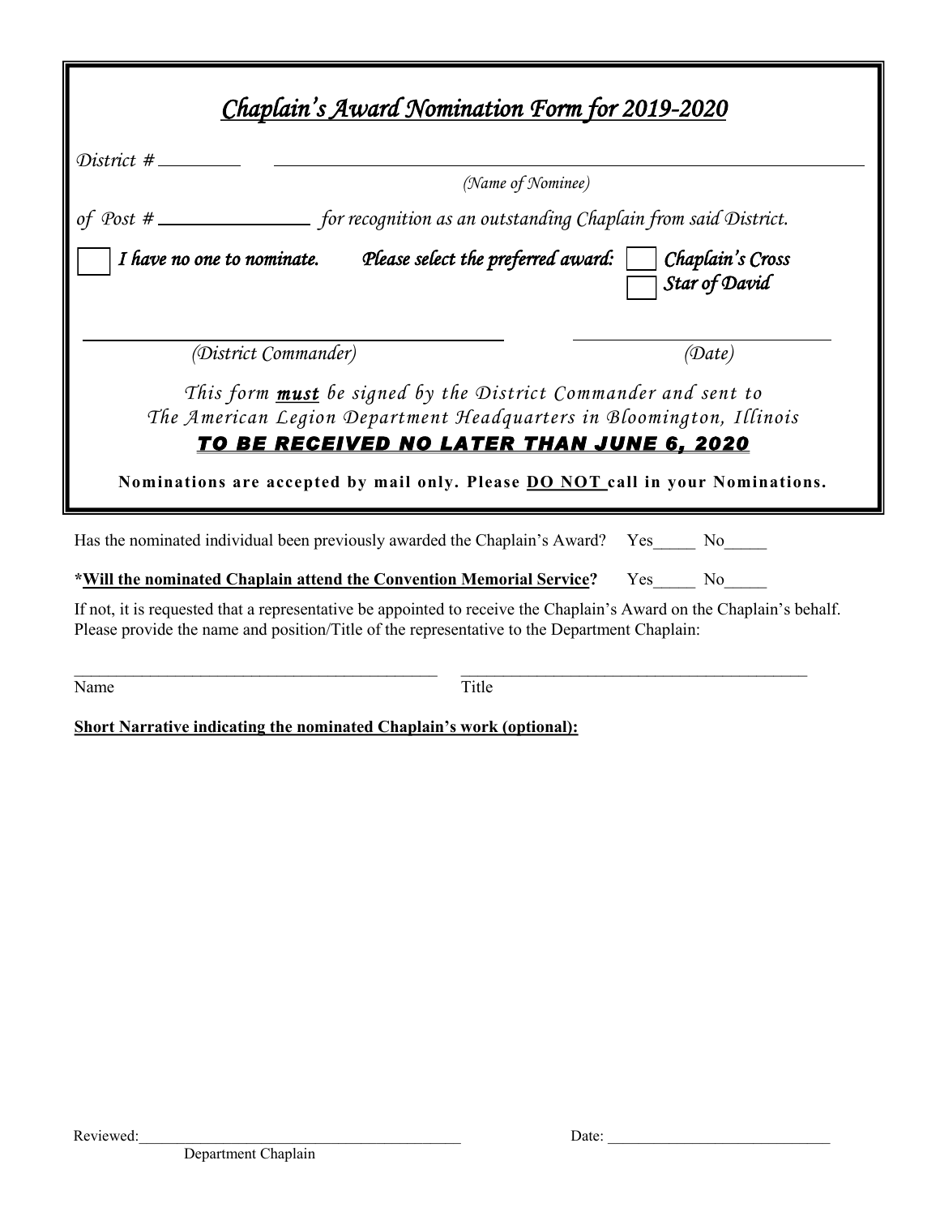# *Chaplain's Award Nomination Form for 2019-2020*

*District #* \_\_\_\_\_\_\_\_\_ \_\_\_\_\_\_\_\_\_\_\_\_\_\_\_\_\_\_\_\_\_\_\_\_\_\_\_\_\_\_\_\_\_\_\_\_\_\_\_\_\_\_\_\_\_\_\_\_

*(Name of Nominee)*

*of Post #* \_\_\_\_\_\_\_\_\_\_\_\_\_\_\_\_ *for recognition as an outstanding Chaplain from said District.*

☐ ***I have no one to nominate.*** ***Please select the preferred award:*** ☐ ***Chaplain's Cross*** ☐ ***Star of David***

\_\_\_\_\_\_\_\_\_\_\_\_\_\_\_\_\_\_\_\_\_\_\_\_\_\_\_\_\_\_\_\_\_\_\_\_\_\_\_\_ \_\_\_\_\_\_\_\_\_\_\_\_\_\_\_\_\_\_\_\_\_\_\_\_\_\_

*(District Commander)* *(Date)*

*This form **must** be signed by the District Commander and sent to The American Legion Department Headquarters in Bloomington, Illinois*

***TO BE RECEIVED NO LATER THAN JUNE 6, 2020***

**Nominations are accepted by mail only. Please DO NOT call in your Nominations.**

Has the nominated individual been previously awarded the Chaplain's Award? Yes\_\_\_\_\_ No\_\_\_\_\_

**\*Will the nominated Chaplain attend the Convention Memorial Service?** Yes\_\_\_\_\_ No\_\_\_\_\_

If not, it is requested that a representative be appointed to receive the Chaplain's Award on the Chaplain's behalf. Please provide the name and position/Title of the representative to the Department Chaplain:

\_\_\_\_\_\_\_\_\_\_\_\_\_\_\_\_\_\_\_\_\_\_\_\_\_\_\_\_\_\_\_\_\_\_\_\_\_\_\_\_\_\_\_\_ \_\_\_\_\_\_\_\_\_\_\_\_\_\_\_\_\_\_\_\_\_\_\_\_\_\_\_\_\_\_\_\_\_\_\_\_\_\_\_\_\_\_\_\_

Name Title

**Short Narrative indicating the nominated Chaplain's work (optional):**

Reviewed:\_\_\_\_\_\_\_\_\_\_\_\_\_\_\_\_\_\_\_\_\_\_\_\_\_\_\_\_\_\_\_\_\_\_\_\_\_\_\_\_\_\_ Date: \_\_\_\_\_\_\_\_\_\_\_\_\_\_\_\_\_\_\_\_\_\_\_\_\_\_\_\_\_\_

Department Chaplain